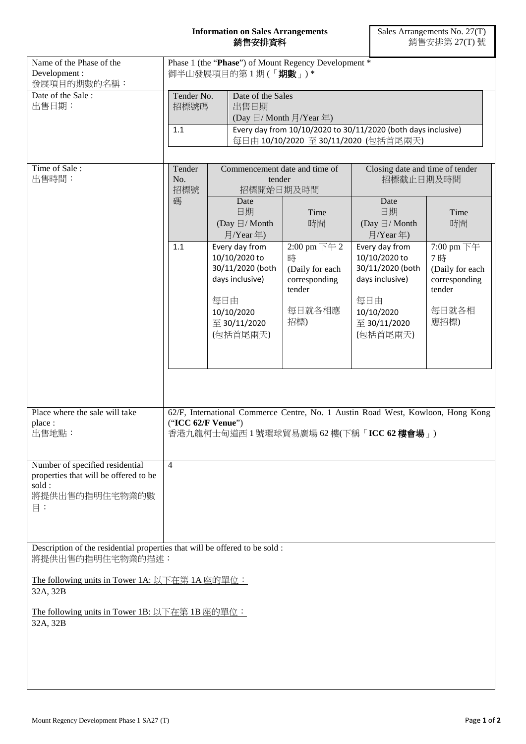# Information on Sales Arrangements
# 銷售安排資料

Sales Arrangements No. 27(T)
銷售安排第 27(T) 號

| | |
|---|---|
| Name of the Phase of the Development : 發展項目的期數的名稱： | Phase 1 (the "**Phase**") of Mount Regency Development * 御半山發展項目的第 1 期 (「**期數**」) * |

**Date of the Sale : 出售日期：**

| Tender No. 招標號碼 | Date of the Sales 出售日期 (Day 日/ Month 月/Year 年) |
|---|---|
| 1.1 | Every day from 10/10/2020 to 30/11/2020 (both days inclusive) 每日由 10/10/2020 至 30/11/2020 (包括首尾兩天) |

**Time of Sale : 出售時間：**

| Tender No. 招標號碼 | Commencement date and time of tender 招標開始日期及時間 | | Closing date and time of tender 招標截止日期及時間 | |
|---|---|---|---|---|
| | Date 日期 (Day 日/ Month 月/Year 年) | Time 時間 | Date 日期 (Day 日/ Month 月/Year 年) | Time 時間 |
| 1.1 | Every day from 10/10/2020 to 30/11/2020 (both days inclusive) 每日由 10/10/2020 至 30/11/2020 (包括首尾兩天) | 2:00 pm 下午 2 時 (Daily for each corresponding tender 每日就各相應招標) | Every day from 10/10/2020 to 30/11/2020 (both days inclusive) 每日由 10/10/2020 至 30/11/2020 (包括首尾兩天) | 7:00 pm 下午 7 時 (Daily for each corresponding tender 每日就各相應招標) |

| | |
|---|---|
| Place where the sale will take place : 出售地點： | 62/F, International Commerce Centre, No. 1 Austin Road West, Kowloon, Hong Kong ("**ICC 62/F Venue**") 香港九龍柯士甸道西 1 號環球貿易廣場 62 樓(下稱「**ICC 62 樓會場**」) |
| Number of specified residential properties that will be offered to be sold : 將提供出售的指明住宅物業的數目： | 4 |

Description of the residential properties that will be offered to be sold :
將提供出售的指明住宅物業的描述：

The following units in Tower 1A: 以下在第 1A 座的單位：
32A, 32B

The following units in Tower 1B: 以下在第 1B 座的單位：
32A, 32B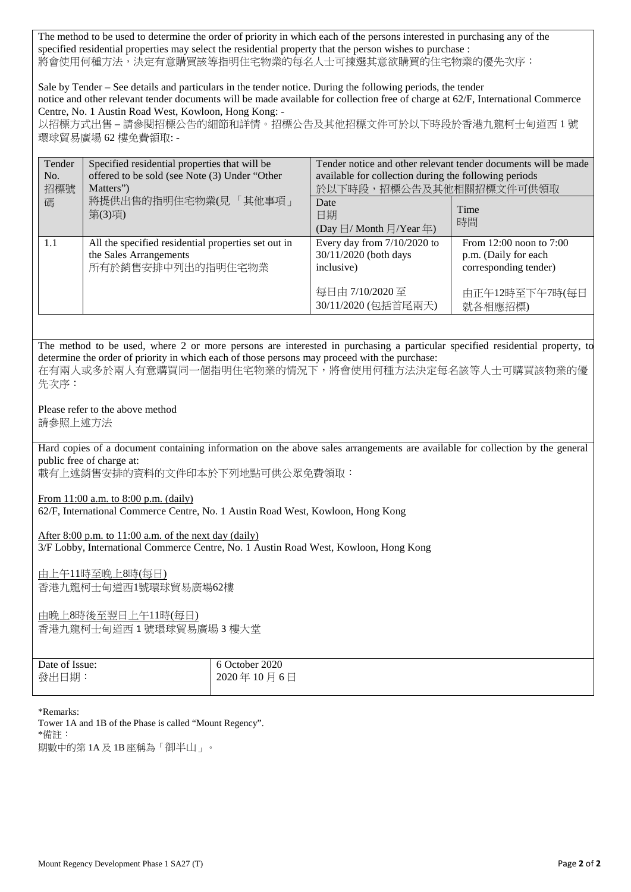The method to be used to determine the order of priority in which each of the persons interested in purchasing any of the specified residential properties may select the residential property that the person wishes to purchase :
將會使用何種方法，決定有意購買該等指明住宅物業的每名人士可揀選其意欲購買的住宅物業的優先次序：

Sale by Tender – See details and particulars in the tender notice. During the following periods, the tender notice and other relevant tender documents will be made available for collection free of charge at 62/F, International Commerce Centre, No. 1 Austin Road West, Kowloon, Hong Kong: -
以招標方式出售 – 請參閱招標公告的細節和詳情。招標公告及其他招標文件可於以下時段於香港九龍柯士甸道西 1 號環球貿易廣場 62 樓免費領取: -

| Tender No. 招標號碼 | Specified residential properties that will be offered to be sold (see Note (3) Under "Other Matters") 將提供出售的指明住宅物業(見 「其他事項」第(3)項) | Tender notice and other relevant tender documents will be made available for collection during the following periods 於以下時段，招標公告及其他相關招標文件可供領取 | |
|---|---|---|---|
| | | Date 日期 (Day 日/ Month 月/Year 年) | Time 時間 |
| 1.1 | All the specified residential properties set out in the Sales Arrangements 所有於銷售安排中列出的指明住宅物業 | Every day from 7/10/2020 to 30/11/2020 (both days inclusive) 每日由 7/10/2020 至 30/11/2020 (包括首尾兩天) | From 12:00 noon to 7:00 p.m. (Daily for each corresponding tender) 由正午12時至下午7時(每日就各相應招標) |

The method to be used, where 2 or more persons are interested in purchasing a particular specified residential property, to determine the order of priority in which each of those persons may proceed with the purchase:
在有兩人或多於兩人有意購買同一個指明住宅物業的情況下，將會使用何種方法決定每名該等人士可購買該物業的優先次序：

Please refer to the above method
請參照上述方法

Hard copies of a document containing information on the above sales arrangements are available for collection by the general public free of charge at:
載有上述銷售安排的資料的文件印本於下列地點可供公眾免費領取：

From 11:00 a.m. to 8:00 p.m. (daily)
62/F, International Commerce Centre, No. 1 Austin Road West, Kowloon, Hong Kong

After 8:00 p.m. to 11:00 a.m. of the next day (daily)
3/F Lobby, International Commerce Centre, No. 1 Austin Road West, Kowloon, Hong Kong

由上午11時至晚上8時(每日)
香港九龍柯士甸道西1號環球貿易廣場62樓

由晚上8時後至翌日上午11時(每日)
香港九龍柯士甸道西 1 號環球貿易廣場 3 樓大堂

| | |
|---|---|
| Date of Issue: 發出日期： | 6 October 2020 2020 年 10 月 6 日 |

*Remarks:
Tower 1A and 1B of the Phase is called "Mount Regency".
*備註：
期數中的第 1A 及 1B 座稱為「御半山」。